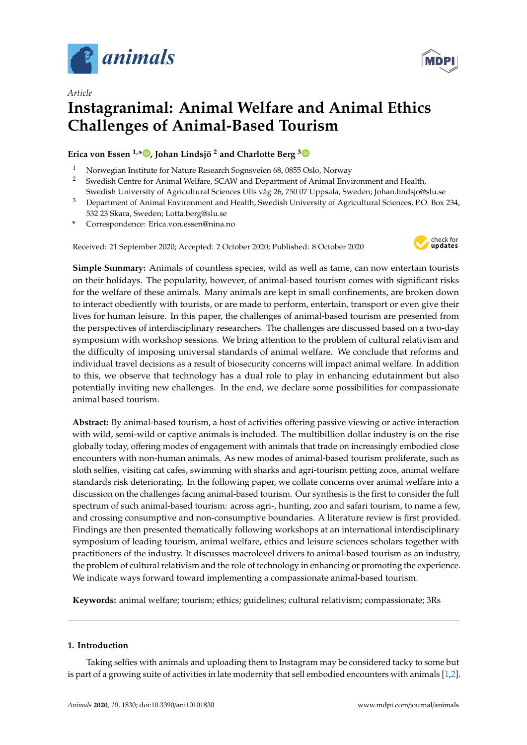*animals*

Article

# Instagranimal: Animal Welfare and Animal Ethics Challenges of Animal-Based Tourism

**Erica von Essen [1,*], Johan Lindsjö [2] and Charlotte Berg [3]**

[1] Norwegian Institute for Nature Research Sognsveien 68, 0855 Oslo, Norway

[2] Swedish Centre for Animal Welfare, SCAW and Department of Animal Environment and Health, Swedish University of Agricultural Sciences Ulls väg 26, 750 07 Uppsala, Sweden; Johan.lindsjo@slu.se

[3] Department of Animal Environment and Health, Swedish University of Agricultural Sciences, P.O. Box 234, 532 23 Skara, Sweden; Lotta.berg@slu.se

* Correspondence: Erica.von.essen@nina.no

Received: 21 September 2020; Accepted: 2 October 2020; Published: 8 October 2020

**Simple Summary:** Animals of countless species, wild as well as tame, can now entertain tourists on their holidays. The popularity, however, of animal-based tourism comes with significant risks for the welfare of these animals. Many animals are kept in small confinements, are broken down to interact obediently with tourists, or are made to perform, entertain, transport or even give their lives for human leisure. In this paper, the challenges of animal-based tourism are presented from the perspectives of interdisciplinary researchers. The challenges are discussed based on a two-day symposium with workshop sessions. We bring attention to the problem of cultural relativism and the difficulty of imposing universal standards of animal welfare. We conclude that reforms and individual travel decisions as a result of biosecurity concerns will impact animal welfare. In addition to this, we observe that technology has a dual role to play in enhancing edutainment but also potentially inviting new challenges. In the end, we declare some possibilities for compassionate animal based tourism.

**Abstract:** By animal-based tourism, a host of activities offering passive viewing or active interaction with wild, semi-wild or captive animals is included. The multibillion dollar industry is on the rise globally today, offering modes of engagement with animals that trade on increasingly embodied close encounters with non-human animals. As new modes of animal-based tourism proliferate, such as sloth selfies, visiting cat cafes, swimming with sharks and agri-tourism petting zoos, animal welfare standards risk deteriorating. In the following paper, we collate concerns over animal welfare into a discussion on the challenges facing animal-based tourism. Our synthesis is the first to consider the full spectrum of such animal-based tourism: across agri-, hunting, zoo and safari tourism, to name a few, and crossing consumptive and non-consumptive boundaries. A literature review is first provided. Findings are then presented thematically following workshops at an international interdisciplinary symposium of leading tourism, animal welfare, ethics and leisure sciences scholars together with practitioners of the industry. It discusses macrolevel drivers to animal-based tourism as an industry, the problem of cultural relativism and the role of technology in enhancing or promoting the experience. We indicate ways forward toward implementing a compassionate animal-based tourism.

**Keywords:** animal welfare; tourism; ethics; guidelines; cultural relativism; compassionate; 3Rs

## 1. Introduction

Taking selfies with animals and uploading them to Instagram may be considered tacky to some but is part of a growing suite of activities in late modernity that sell embodied encounters with animals [1,2].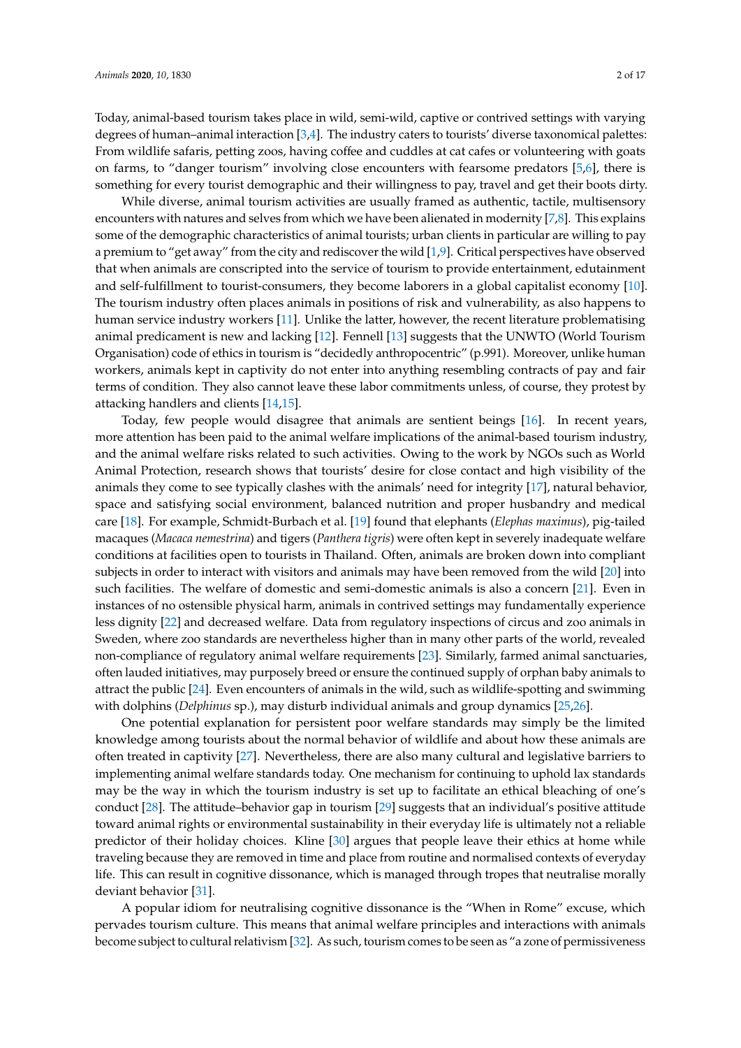Today, animal-based tourism takes place in wild, semi-wild, captive or contrived settings with varying degrees of human–animal interaction [3,4]. The industry caters to tourists' diverse taxonomical palettes: From wildlife safaris, petting zoos, having coffee and cuddles at cat cafes or volunteering with goats on farms, to "danger tourism" involving close encounters with fearsome predators [5,6], there is something for every tourist demographic and their willingness to pay, travel and get their boots dirty.

While diverse, animal tourism activities are usually framed as authentic, tactile, multisensory encounters with natures and selves from which we have been alienated in modernity [7,8]. This explains some of the demographic characteristics of animal tourists; urban clients in particular are willing to pay a premium to "get away" from the city and rediscover the wild [1,9]. Critical perspectives have observed that when animals are conscripted into the service of tourism to provide entertainment, edutainment and self-fulfillment to tourist-consumers, they become laborers in a global capitalist economy [10]. The tourism industry often places animals in positions of risk and vulnerability, as also happens to human service industry workers [11]. Unlike the latter, however, the recent literature problematising animal predicament is new and lacking [12]. Fennell [13] suggests that the UNWTO (World Tourism Organisation) code of ethics in tourism is "decidedly anthropocentric" (p.991). Moreover, unlike human workers, animals kept in captivity do not enter into anything resembling contracts of pay and fair terms of condition. They also cannot leave these labor commitments unless, of course, they protest by attacking handlers and clients [14,15].

Today, few people would disagree that animals are sentient beings [16]. In recent years, more attention has been paid to the animal welfare implications of the animal-based tourism industry, and the animal welfare risks related to such activities. Owing to the work by NGOs such as World Animal Protection, research shows that tourists' desire for close contact and high visibility of the animals they come to see typically clashes with the animals' need for integrity [17], natural behavior, space and satisfying social environment, balanced nutrition and proper husbandry and medical care [18]. For example, Schmidt-Burbach et al. [19] found that elephants (*Elephas maximus*), pig-tailed macaques (*Macaca nemestrina*) and tigers (*Panthera tigris*) were often kept in severely inadequate welfare conditions at facilities open to tourists in Thailand. Often, animals are broken down into compliant subjects in order to interact with visitors and animals may have been removed from the wild [20] into such facilities. The welfare of domestic and semi-domestic animals is also a concern [21]. Even in instances of no ostensible physical harm, animals in contrived settings may fundamentally experience less dignity [22] and decreased welfare. Data from regulatory inspections of circus and zoo animals in Sweden, where zoo standards are nevertheless higher than in many other parts of the world, revealed non-compliance of regulatory animal welfare requirements [23]. Similarly, farmed animal sanctuaries, often lauded initiatives, may purposely breed or ensure the continued supply of orphan baby animals to attract the public [24]. Even encounters of animals in the wild, such as wildlife-spotting and swimming with dolphins (*Delphinus* sp.), may disturb individual animals and group dynamics [25,26].

One potential explanation for persistent poor welfare standards may simply be the limited knowledge among tourists about the normal behavior of wildlife and about how these animals are often treated in captivity [27]. Nevertheless, there are also many cultural and legislative barriers to implementing animal welfare standards today. One mechanism for continuing to uphold lax standards may be the way in which the tourism industry is set up to facilitate an ethical bleaching of one's conduct [28]. The attitude–behavior gap in tourism [29] suggests that an individual's positive attitude toward animal rights or environmental sustainability in their everyday life is ultimately not a reliable predictor of their holiday choices. Kline [30] argues that people leave their ethics at home while traveling because they are removed in time and place from routine and normalised contexts of everyday life. This can result in cognitive dissonance, which is managed through tropes that neutralise morally deviant behavior [31].

A popular idiom for neutralising cognitive dissonance is the "When in Rome" excuse, which pervades tourism culture. This means that animal welfare principles and interactions with animals become subject to cultural relativism [32]. As such, tourism comes to be seen as "a zone of permissiveness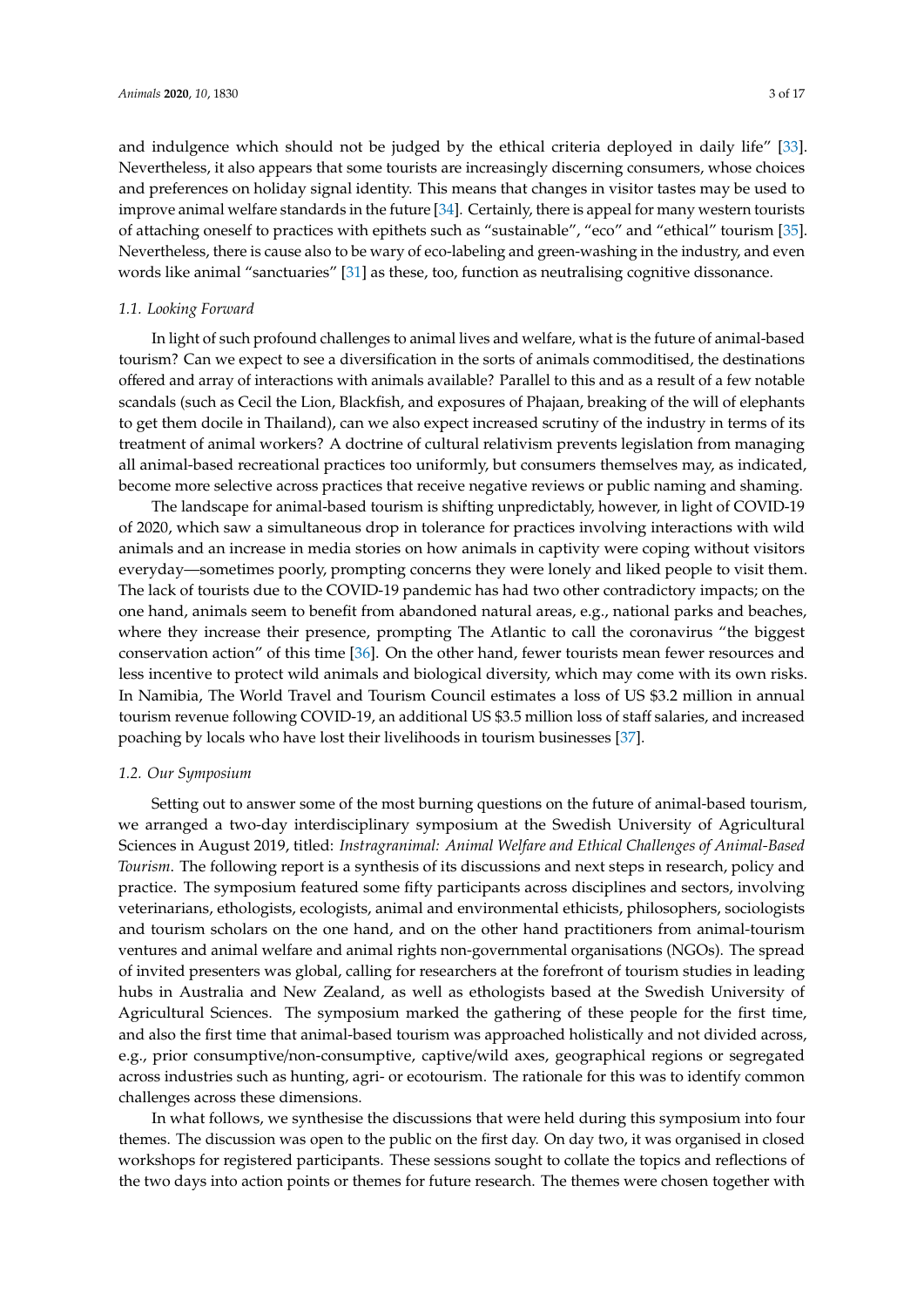and indulgence which should not be judged by the ethical criteria deployed in daily life" [33]. Nevertheless, it also appears that some tourists are increasingly discerning consumers, whose choices and preferences on holiday signal identity. This means that changes in visitor tastes may be used to improve animal welfare standards in the future [34]. Certainly, there is appeal for many western tourists of attaching oneself to practices with epithets such as "sustainable", "eco" and "ethical" tourism [35]. Nevertheless, there is cause also to be wary of eco-labeling and green-washing in the industry, and even words like animal "sanctuaries" [31] as these, too, function as neutralising cognitive dissonance.

### *1.1. Looking Forward*

In light of such profound challenges to animal lives and welfare, what is the future of animal-based tourism? Can we expect to see a diversification in the sorts of animals commoditised, the destinations offered and array of interactions with animals available? Parallel to this and as a result of a few notable scandals (such as Cecil the Lion, Blackfish, and exposures of Phajaan, breaking of the will of elephants to get them docile in Thailand), can we also expect increased scrutiny of the industry in terms of its treatment of animal workers? A doctrine of cultural relativism prevents legislation from managing all animal-based recreational practices too uniformly, but consumers themselves may, as indicated, become more selective across practices that receive negative reviews or public naming and shaming.

The landscape for animal-based tourism is shifting unpredictably, however, in light of COVID-19 of 2020, which saw a simultaneous drop in tolerance for practices involving interactions with wild animals and an increase in media stories on how animals in captivity were coping without visitors everyday—sometimes poorly, prompting concerns they were lonely and liked people to visit them. The lack of tourists due to the COVID-19 pandemic has had two other contradictory impacts; on the one hand, animals seem to benefit from abandoned natural areas, e.g., national parks and beaches, where they increase their presence, prompting The Atlantic to call the coronavirus "the biggest conservation action" of this time [36]. On the other hand, fewer tourists mean fewer resources and less incentive to protect wild animals and biological diversity, which may come with its own risks. In Namibia, The World Travel and Tourism Council estimates a loss of US $3.2 million in annual tourism revenue following COVID-19, an additional US $3.5 million loss of staff salaries, and increased poaching by locals who have lost their livelihoods in tourism businesses [37].

### *1.2. Our Symposium*

Setting out to answer some of the most burning questions on the future of animal-based tourism, we arranged a two-day interdisciplinary symposium at the Swedish University of Agricultural Sciences in August 2019, titled: *Instragranimal: Animal Welfare and Ethical Challenges of Animal-Based Tourism*. The following report is a synthesis of its discussions and next steps in research, policy and practice. The symposium featured some fifty participants across disciplines and sectors, involving veterinarians, ethologists, ecologists, animal and environmental ethicists, philosophers, sociologists and tourism scholars on the one hand, and on the other hand practitioners from animal-tourism ventures and animal welfare and animal rights non-governmental organisations (NGOs). The spread of invited presenters was global, calling for researchers at the forefront of tourism studies in leading hubs in Australia and New Zealand, as well as ethologists based at the Swedish University of Agricultural Sciences. The symposium marked the gathering of these people for the first time, and also the first time that animal-based tourism was approached holistically and not divided across, e.g., prior consumptive/non-consumptive, captive/wild axes, geographical regions or segregated across industries such as hunting, agri- or ecotourism. The rationale for this was to identify common challenges across these dimensions.

In what follows, we synthesise the discussions that were held during this symposium into four themes. The discussion was open to the public on the first day. On day two, it was organised in closed workshops for registered participants. These sessions sought to collate the topics and reflections of the two days into action points or themes for future research. The themes were chosen together with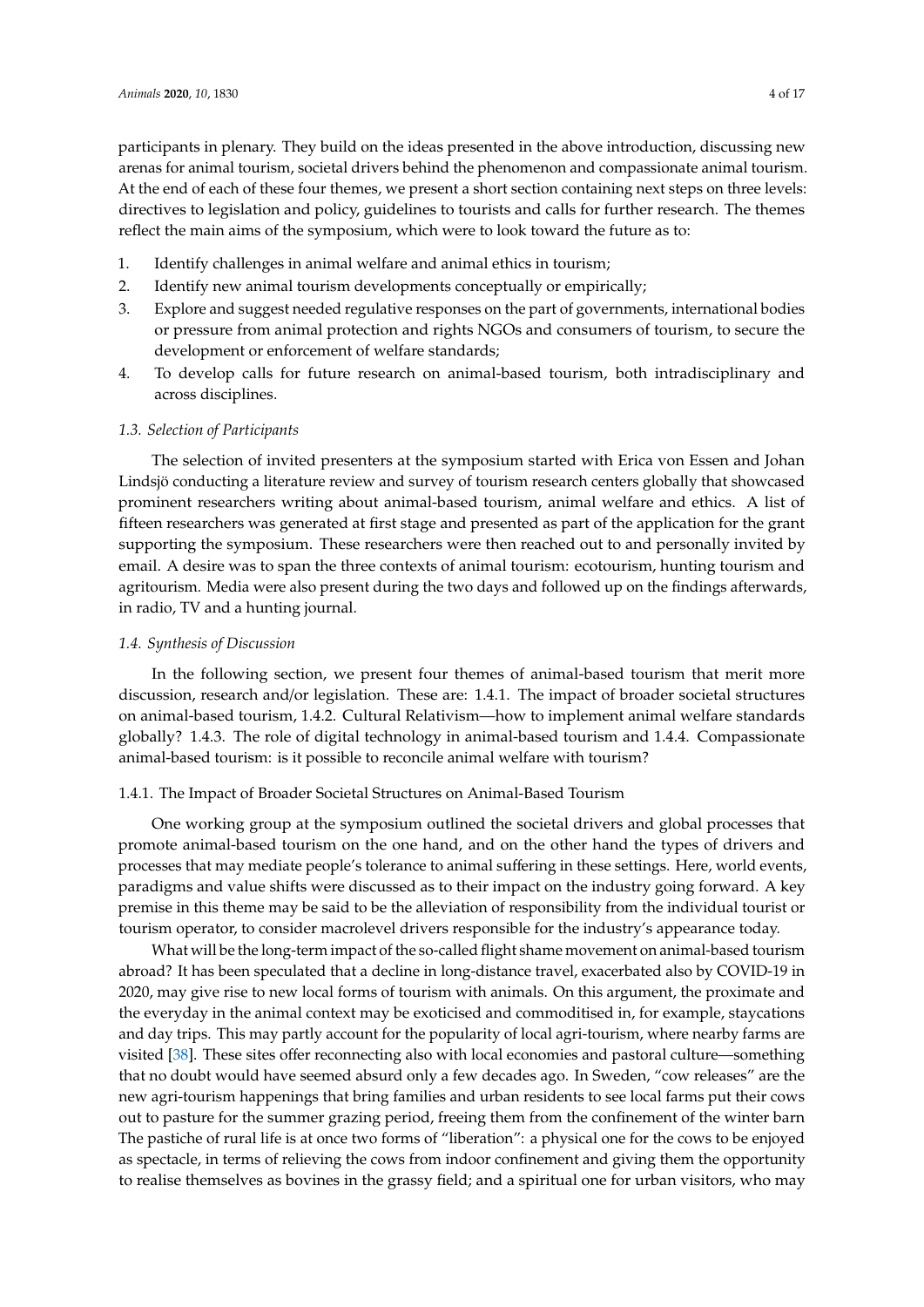participants in plenary. They build on the ideas presented in the above introduction, discussing new arenas for animal tourism, societal drivers behind the phenomenon and compassionate animal tourism. At the end of each of these four themes, we present a short section containing next steps on three levels: directives to legislation and policy, guidelines to tourists and calls for further research. The themes reflect the main aims of the symposium, which were to look toward the future as to:

1. Identify challenges in animal welfare and animal ethics in tourism;
2. Identify new animal tourism developments conceptually or empirically;
3. Explore and suggest needed regulative responses on the part of governments, international bodies or pressure from animal protection and rights NGOs and consumers of tourism, to secure the development or enforcement of welfare standards;
4. To develop calls for future research on animal-based tourism, both intradisciplinary and across disciplines.

### *1.3. Selection of Participants*

The selection of invited presenters at the symposium started with Erica von Essen and Johan Lindsjö conducting a literature review and survey of tourism research centers globally that showcased prominent researchers writing about animal-based tourism, animal welfare and ethics. A list of fifteen researchers was generated at first stage and presented as part of the application for the grant supporting the symposium. These researchers were then reached out to and personally invited by email. A desire was to span the three contexts of animal tourism: ecotourism, hunting tourism and agritourism. Media were also present during the two days and followed up on the findings afterwards, in radio, TV and a hunting journal.

### *1.4. Synthesis of Discussion*

In the following section, we present four themes of animal-based tourism that merit more discussion, research and/or legislation. These are: 1.4.1. The impact of broader societal structures on animal-based tourism, 1.4.2. Cultural Relativism—how to implement animal welfare standards globally? 1.4.3. The role of digital technology in animal-based tourism and 1.4.4. Compassionate animal-based tourism: is it possible to reconcile animal welfare with tourism?

#### 1.4.1. The Impact of Broader Societal Structures on Animal-Based Tourism

One working group at the symposium outlined the societal drivers and global processes that promote animal-based tourism on the one hand, and on the other hand the types of drivers and processes that may mediate people's tolerance to animal suffering in these settings. Here, world events, paradigms and value shifts were discussed as to their impact on the industry going forward. A key premise in this theme may be said to be the alleviation of responsibility from the individual tourist or tourism operator, to consider macrolevel drivers responsible for the industry's appearance today.

What will be the long-term impact of the so-called flight shame movement on animal-based tourism abroad? It has been speculated that a decline in long-distance travel, exacerbated also by COVID-19 in 2020, may give rise to new local forms of tourism with animals. On this argument, the proximate and the everyday in the animal context may be exoticised and commoditised in, for example, staycations and day trips. This may partly account for the popularity of local agri-tourism, where nearby farms are visited [38]. These sites offer reconnecting also with local economies and pastoral culture—something that no doubt would have seemed absurd only a few decades ago. In Sweden, "cow releases" are the new agri-tourism happenings that bring families and urban residents to see local farms put their cows out to pasture for the summer grazing period, freeing them from the confinement of the winter barn The pastiche of rural life is at once two forms of "liberation": a physical one for the cows to be enjoyed as spectacle, in terms of relieving the cows from indoor confinement and giving them the opportunity to realise themselves as bovines in the grassy field; and a spiritual one for urban visitors, who may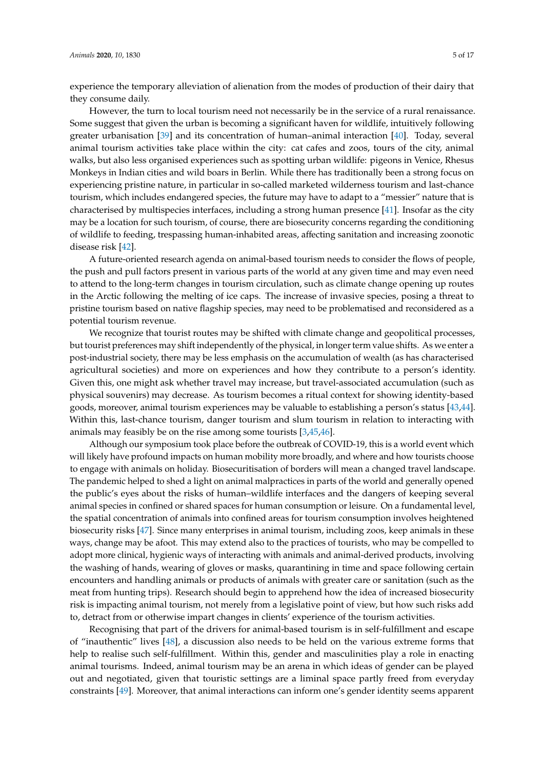experience the temporary alleviation of alienation from the modes of production of their dairy that they consume daily.

However, the turn to local tourism need not necessarily be in the service of a rural renaissance. Some suggest that given the urban is becoming a significant haven for wildlife, intuitively following greater urbanisation [39] and its concentration of human–animal interaction [40]. Today, several animal tourism activities take place within the city: cat cafes and zoos, tours of the city, animal walks, but also less organised experiences such as spotting urban wildlife: pigeons in Venice, Rhesus Monkeys in Indian cities and wild boars in Berlin. While there has traditionally been a strong focus on experiencing pristine nature, in particular in so-called marketed wilderness tourism and last-chance tourism, which includes endangered species, the future may have to adapt to a "messier" nature that is characterised by multispecies interfaces, including a strong human presence [41]. Insofar as the city may be a location for such tourism, of course, there are biosecurity concerns regarding the conditioning of wildlife to feeding, trespassing human-inhabited areas, affecting sanitation and increasing zoonotic disease risk [42].

A future-oriented research agenda on animal-based tourism needs to consider the flows of people, the push and pull factors present in various parts of the world at any given time and may even need to attend to the long-term changes in tourism circulation, such as climate change opening up routes in the Arctic following the melting of ice caps. The increase of invasive species, posing a threat to pristine tourism based on native flagship species, may need to be problematised and reconsidered as a potential tourism revenue.

We recognize that tourist routes may be shifted with climate change and geopolitical processes, but tourist preferences may shift independently of the physical, in longer term value shifts. As we enter a post-industrial society, there may be less emphasis on the accumulation of wealth (as has characterised agricultural societies) and more on experiences and how they contribute to a person's identity. Given this, one might ask whether travel may increase, but travel-associated accumulation (such as physical souvenirs) may decrease. As tourism becomes a ritual context for showing identity-based goods, moreover, animal tourism experiences may be valuable to establishing a person's status [43,44]. Within this, last-chance tourism, danger tourism and slum tourism in relation to interacting with animals may feasibly be on the rise among some tourists [3,45,46].

Although our symposium took place before the outbreak of COVID-19, this is a world event which will likely have profound impacts on human mobility more broadly, and where and how tourists choose to engage with animals on holiday. Biosecuritisation of borders will mean a changed travel landscape. The pandemic helped to shed a light on animal malpractices in parts of the world and generally opened the public's eyes about the risks of human–wildlife interfaces and the dangers of keeping several animal species in confined or shared spaces for human consumption or leisure. On a fundamental level, the spatial concentration of animals into confined areas for tourism consumption involves heightened biosecurity risks [47]. Since many enterprises in animal tourism, including zoos, keep animals in these ways, change may be afoot. This may extend also to the practices of tourists, who may be compelled to adopt more clinical, hygienic ways of interacting with animals and animal-derived products, involving the washing of hands, wearing of gloves or masks, quarantining in time and space following certain encounters and handling animals or products of animals with greater care or sanitation (such as the meat from hunting trips). Research should begin to apprehend how the idea of increased biosecurity risk is impacting animal tourism, not merely from a legislative point of view, but how such risks add to, detract from or otherwise impart changes in clients' experience of the tourism activities.

Recognising that part of the drivers for animal-based tourism is in self-fulfillment and escape of "inauthentic" lives [48], a discussion also needs to be held on the various extreme forms that help to realise such self-fulfillment. Within this, gender and masculinities play a role in enacting animal tourisms. Indeed, animal tourism may be an arena in which ideas of gender can be played out and negotiated, given that touristic settings are a liminal space partly freed from everyday constraints [49]. Moreover, that animal interactions can inform one's gender identity seems apparent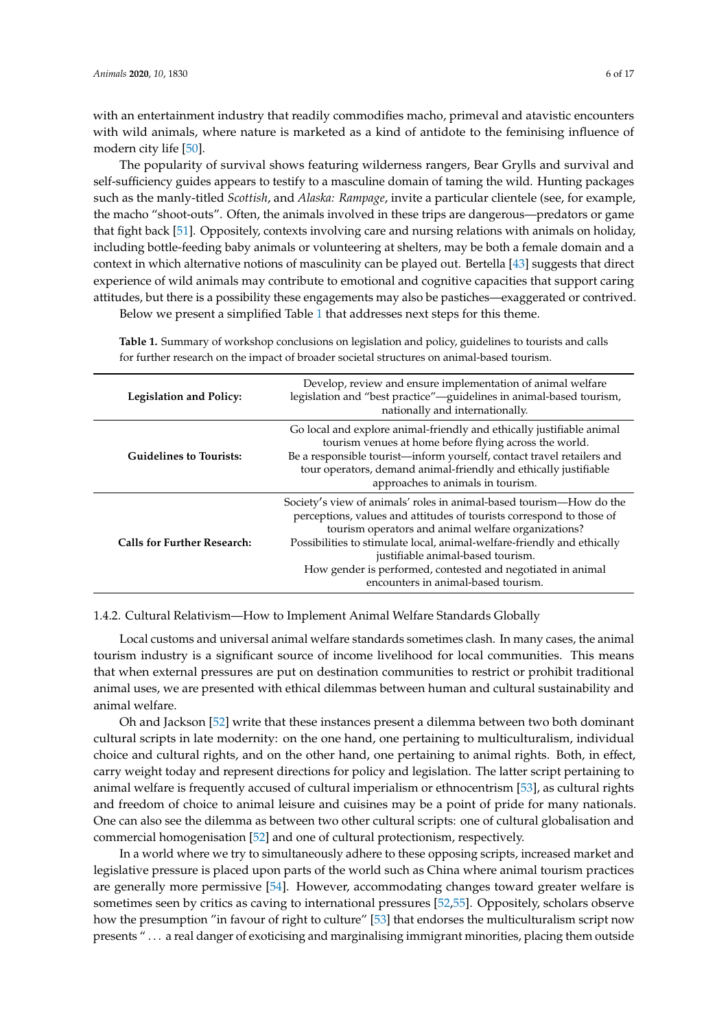with an entertainment industry that readily commodifies macho, primeval and atavistic encounters with wild animals, where nature is marketed as a kind of antidote to the feminising influence of modern city life [50].

The popularity of survival shows featuring wilderness rangers, Bear Grylls and survival and self-sufficiency guides appears to testify to a masculine domain of taming the wild. Hunting packages such as the manly-titled *Scottish*, and *Alaska: Rampage*, invite a particular clientele (see, for example, the macho "shoot-outs". Often, the animals involved in these trips are dangerous—predators or game that fight back [51]. Oppositely, contexts involving care and nursing relations with animals on holiday, including bottle-feeding baby animals or volunteering at shelters, may be both a female domain and a context in which alternative notions of masculinity can be played out. Bertella [43] suggests that direct experience of wild animals may contribute to emotional and cognitive capacities that support caring attitudes, but there is a possibility these engagements may also be pastiches—exaggerated or contrived.

Below we present a simplified Table 1 that addresses next steps for this theme.

**Table 1.** Summary of workshop conclusions on legislation and policy, guidelines to tourists and calls for further research on the impact of broader societal structures on animal-based tourism.

| | |
|---|---|
| **Legislation and Policy:** | Develop, review and ensure implementation of animal welfare legislation and "best practice"—guidelines in animal-based tourism, nationally and internationally. |
| **Guidelines to Tourists:** | Go local and explore animal-friendly and ethically justifiable animal tourism venues at home before flying across the world.<br>Be a responsible tourist—inform yourself, contact travel retailers and tour operators, demand animal-friendly and ethically justifiable approaches to animals in tourism. |
| **Calls for Further Research:** | Society's view of animals' roles in animal-based tourism—How do the perceptions, values and attitudes of tourists correspond to those of tourism operators and animal welfare organizations?<br>Possibilities to stimulate local, animal-welfare-friendly and ethically justifiable animal-based tourism.<br>How gender is performed, contested and negotiated in animal encounters in animal-based tourism. |

1.4.2. Cultural Relativism—How to Implement Animal Welfare Standards Globally

Local customs and universal animal welfare standards sometimes clash. In many cases, the animal tourism industry is a significant source of income livelihood for local communities. This means that when external pressures are put on destination communities to restrict or prohibit traditional animal uses, we are presented with ethical dilemmas between human and cultural sustainability and animal welfare.

Oh and Jackson [52] write that these instances present a dilemma between two both dominant cultural scripts in late modernity: on the one hand, one pertaining to multiculturalism, individual choice and cultural rights, and on the other hand, one pertaining to animal rights. Both, in effect, carry weight today and represent directions for policy and legislation. The latter script pertaining to animal welfare is frequently accused of cultural imperialism or ethnocentrism [53], as cultural rights and freedom of choice to animal leisure and cuisines may be a point of pride for many nationals. One can also see the dilemma as between two other cultural scripts: one of cultural globalisation and commercial homogenisation [52] and one of cultural protectionism, respectively.

In a world where we try to simultaneously adhere to these opposing scripts, increased market and legislative pressure is placed upon parts of the world such as China where animal tourism practices are generally more permissive [54]. However, accommodating changes toward greater welfare is sometimes seen by critics as caving to international pressures [52,55]. Oppositely, scholars observe how the presumption "in favour of right to culture" [53] that endorses the multiculturalism script now presents " . . . a real danger of exoticising and marginalising immigrant minorities, placing them outside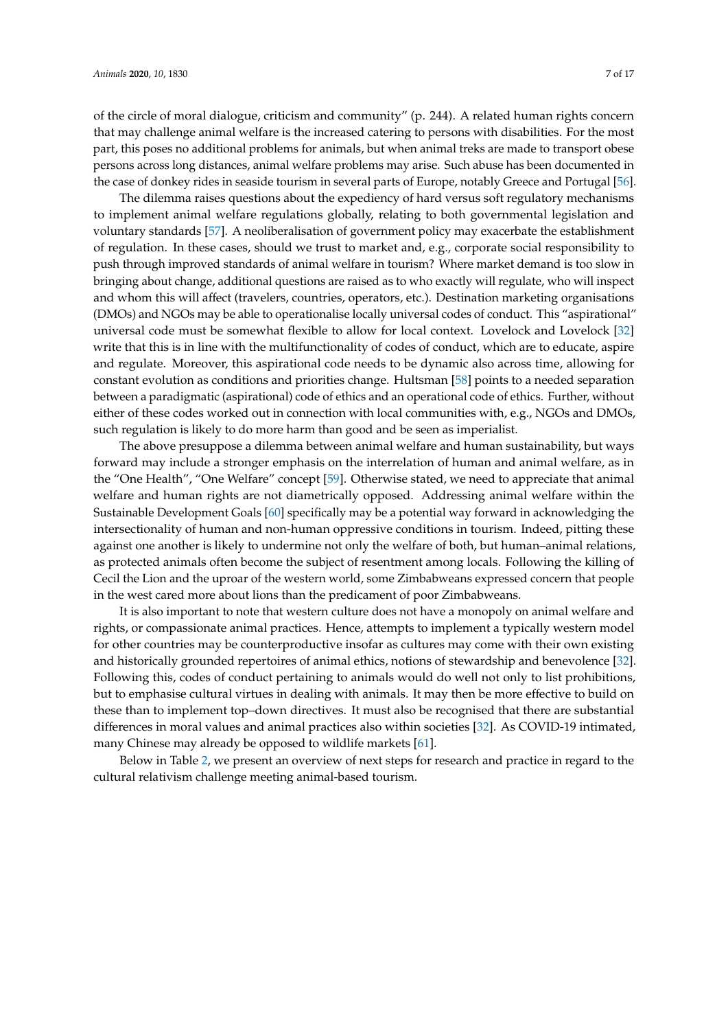of the circle of moral dialogue, criticism and community" (p. 244). A related human rights concern that may challenge animal welfare is the increased catering to persons with disabilities. For the most part, this poses no additional problems for animals, but when animal treks are made to transport obese persons across long distances, animal welfare problems may arise. Such abuse has been documented in the case of donkey rides in seaside tourism in several parts of Europe, notably Greece and Portugal [56].

The dilemma raises questions about the expediency of hard versus soft regulatory mechanisms to implement animal welfare regulations globally, relating to both governmental legislation and voluntary standards [57]. A neoliberalisation of government policy may exacerbate the establishment of regulation. In these cases, should we trust to market and, e.g., corporate social responsibility to push through improved standards of animal welfare in tourism? Where market demand is too slow in bringing about change, additional questions are raised as to who exactly will regulate, who will inspect and whom this will affect (travelers, countries, operators, etc.). Destination marketing organisations (DMOs) and NGOs may be able to operationalise locally universal codes of conduct. This "aspirational" universal code must be somewhat flexible to allow for local context. Lovelock and Lovelock [32] write that this is in line with the multifunctionality of codes of conduct, which are to educate, aspire and regulate. Moreover, this aspirational code needs to be dynamic also across time, allowing for constant evolution as conditions and priorities change. Hultsman [58] points to a needed separation between a paradigmatic (aspirational) code of ethics and an operational code of ethics. Further, without either of these codes worked out in connection with local communities with, e.g., NGOs and DMOs, such regulation is likely to do more harm than good and be seen as imperialist.

The above presuppose a dilemma between animal welfare and human sustainability, but ways forward may include a stronger emphasis on the interrelation of human and animal welfare, as in the "One Health", "One Welfare" concept [59]. Otherwise stated, we need to appreciate that animal welfare and human rights are not diametrically opposed. Addressing animal welfare within the Sustainable Development Goals [60] specifically may be a potential way forward in acknowledging the intersectionality of human and non-human oppressive conditions in tourism. Indeed, pitting these against one another is likely to undermine not only the welfare of both, but human–animal relations, as protected animals often become the subject of resentment among locals. Following the killing of Cecil the Lion and the uproar of the western world, some Zimbabweans expressed concern that people in the west cared more about lions than the predicament of poor Zimbabweans.

It is also important to note that western culture does not have a monopoly on animal welfare and rights, or compassionate animal practices. Hence, attempts to implement a typically western model for other countries may be counterproductive insofar as cultures may come with their own existing and historically grounded repertoires of animal ethics, notions of stewardship and benevolence [32]. Following this, codes of conduct pertaining to animals would do well not only to list prohibitions, but to emphasise cultural virtues in dealing with animals. It may then be more effective to build on these than to implement top–down directives. It must also be recognised that there are substantial differences in moral values and animal practices also within societies [32]. As COVID-19 intimated, many Chinese may already be opposed to wildlife markets [61].

Below in Table 2, we present an overview of next steps for research and practice in regard to the cultural relativism challenge meeting animal-based tourism.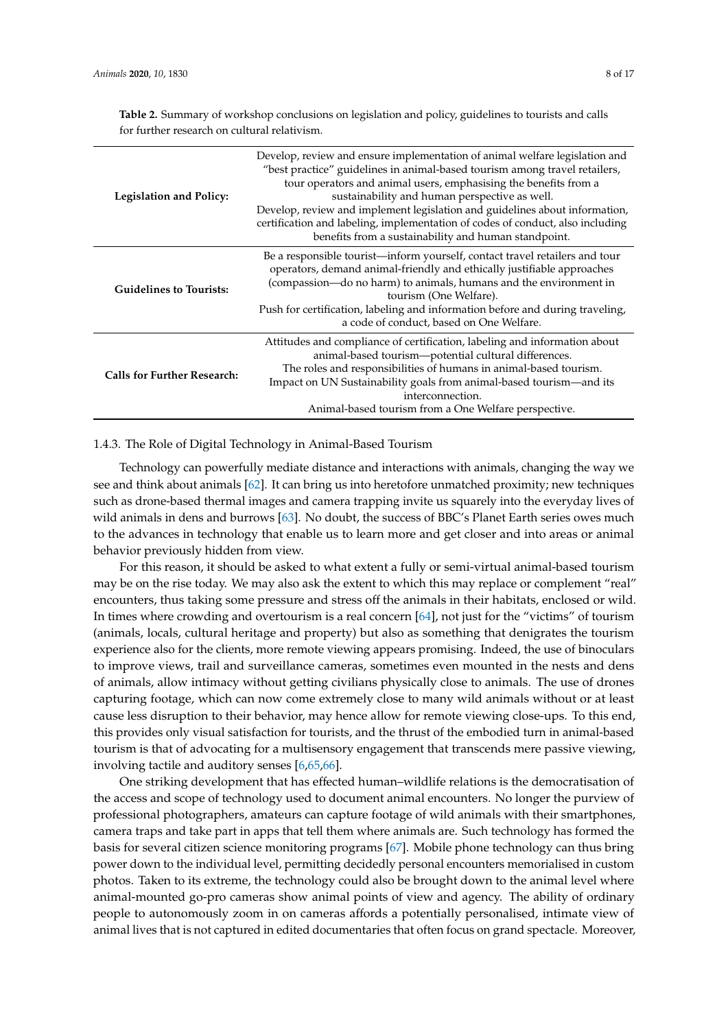**Table 2.** Summary of workshop conclusions on legislation and policy, guidelines to tourists and calls for further research on cultural relativism.

| | |
|---|---|
| **Legislation and Policy:** | Develop, review and ensure implementation of animal welfare legislation and "best practice" guidelines in animal-based tourism among travel retailers, tour operators and animal users, emphasising the benefits from a sustainability and human perspective as well. Develop, review and implement legislation and guidelines about information, certification and labeling, implementation of codes of conduct, also including benefits from a sustainability and human standpoint. |
| **Guidelines to Tourists:** | Be a responsible tourist—inform yourself, contact travel retailers and tour operators, demand animal-friendly and ethically justifiable approaches (compassion—do no harm) to animals, humans and the environment in tourism (One Welfare). Push for certification, labeling and information before and during traveling, a code of conduct, based on One Welfare. |
| **Calls for Further Research:** | Attitudes and compliance of certification, labeling and information about animal-based tourism—potential cultural differences. The roles and responsibilities of humans in animal-based tourism. Impact on UN Sustainability goals from animal-based tourism—and its interconnection. Animal-based tourism from a One Welfare perspective. |

#### 1.4.3. The Role of Digital Technology in Animal-Based Tourism

Technology can powerfully mediate distance and interactions with animals, changing the way we see and think about animals [62]. It can bring us into heretofore unmatched proximity; new techniques such as drone-based thermal images and camera trapping invite us squarely into the everyday lives of wild animals in dens and burrows [63]. No doubt, the success of BBC's Planet Earth series owes much to the advances in technology that enable us to learn more and get closer and into areas or animal behavior previously hidden from view.

For this reason, it should be asked to what extent a fully or semi-virtual animal-based tourism may be on the rise today. We may also ask the extent to which this may replace or complement "real" encounters, thus taking some pressure and stress off the animals in their habitats, enclosed or wild. In times where crowding and overtourism is a real concern [64], not just for the "victims" of tourism (animals, locals, cultural heritage and property) but also as something that denigrates the tourism experience also for the clients, more remote viewing appears promising. Indeed, the use of binoculars to improve views, trail and surveillance cameras, sometimes even mounted in the nests and dens of animals, allow intimacy without getting civilians physically close to animals. The use of drones capturing footage, which can now come extremely close to many wild animals without or at least cause less disruption to their behavior, may hence allow for remote viewing close-ups. To this end, this provides only visual satisfaction for tourists, and the thrust of the embodied turn in animal-based tourism is that of advocating for a multisensory engagement that transcends mere passive viewing, involving tactile and auditory senses [6,65,66].

One striking development that has effected human–wildlife relations is the democratisation of the access and scope of technology used to document animal encounters. No longer the purview of professional photographers, amateurs can capture footage of wild animals with their smartphones, camera traps and take part in apps that tell them where animals are. Such technology has formed the basis for several citizen science monitoring programs [67]. Mobile phone technology can thus bring power down to the individual level, permitting decidedly personal encounters memorialised in custom photos. Taken to its extreme, the technology could also be brought down to the animal level where animal-mounted go-pro cameras show animal points of view and agency. The ability of ordinary people to autonomously zoom in on cameras affords a potentially personalised, intimate view of animal lives that is not captured in edited documentaries that often focus on grand spectacle. Moreover,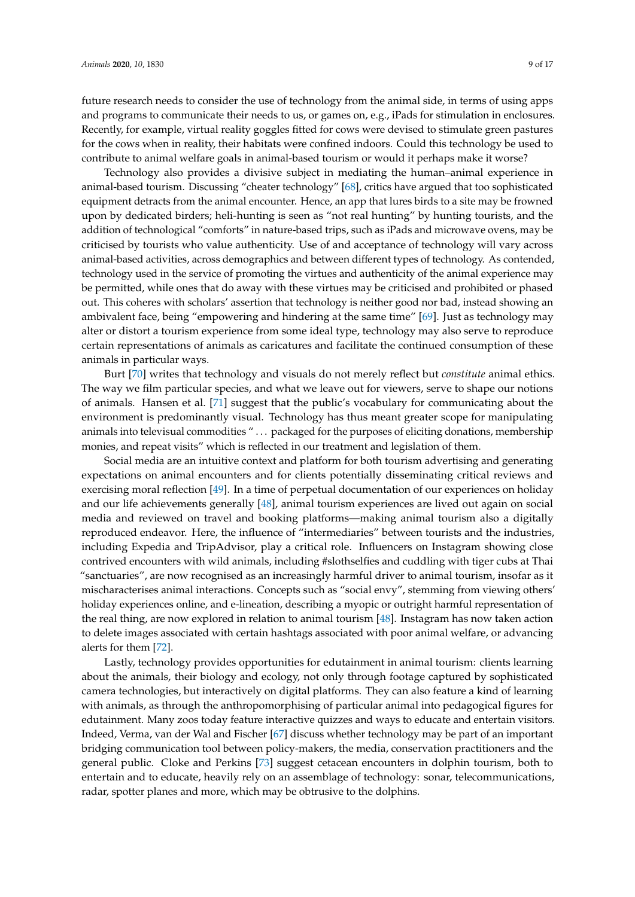future research needs to consider the use of technology from the animal side, in terms of using apps and programs to communicate their needs to us, or games on, e.g., iPads for stimulation in enclosures. Recently, for example, virtual reality goggles fitted for cows were devised to stimulate green pastures for the cows when in reality, their habitats were confined indoors. Could this technology be used to contribute to animal welfare goals in animal-based tourism or would it perhaps make it worse?

Technology also provides a divisive subject in mediating the human–animal experience in animal-based tourism. Discussing "cheater technology" [68], critics have argued that too sophisticated equipment detracts from the animal encounter. Hence, an app that lures birds to a site may be frowned upon by dedicated birders; heli-hunting is seen as "not real hunting" by hunting tourists, and the addition of technological "comforts" in nature-based trips, such as iPads and microwave ovens, may be criticised by tourists who value authenticity. Use of and acceptance of technology will vary across animal-based activities, across demographics and between different types of technology. As contended, technology used in the service of promoting the virtues and authenticity of the animal experience may be permitted, while ones that do away with these virtues may be criticised and prohibited or phased out. This coheres with scholars' assertion that technology is neither good nor bad, instead showing an ambivalent face, being "empowering and hindering at the same time" [69]. Just as technology may alter or distort a tourism experience from some ideal type, technology may also serve to reproduce certain representations of animals as caricatures and facilitate the continued consumption of these animals in particular ways.

Burt [70] writes that technology and visuals do not merely reflect but *constitute* animal ethics. The way we film particular species, and what we leave out for viewers, serve to shape our notions of animals. Hansen et al. [71] suggest that the public's vocabulary for communicating about the environment is predominantly visual. Technology has thus meant greater scope for manipulating animals into televisual commodities " . . . packaged for the purposes of eliciting donations, membership monies, and repeat visits" which is reflected in our treatment and legislation of them.

Social media are an intuitive context and platform for both tourism advertising and generating expectations on animal encounters and for clients potentially disseminating critical reviews and exercising moral reflection [49]. In a time of perpetual documentation of our experiences on holiday and our life achievements generally [48], animal tourism experiences are lived out again on social media and reviewed on travel and booking platforms—making animal tourism also a digitally reproduced endeavor. Here, the influence of "intermediaries" between tourists and the industries, including Expedia and TripAdvisor, play a critical role. Influencers on Instagram showing close contrived encounters with wild animals, including #slothselfies and cuddling with tiger cubs at Thai "sanctuaries", are now recognised as an increasingly harmful driver to animal tourism, insofar as it mischaracterises animal interactions. Concepts such as "social envy", stemming from viewing others' holiday experiences online, and e-lineation, describing a myopic or outright harmful representation of the real thing, are now explored in relation to animal tourism [48]. Instagram has now taken action to delete images associated with certain hashtags associated with poor animal welfare, or advancing alerts for them [72].

Lastly, technology provides opportunities for edutainment in animal tourism: clients learning about the animals, their biology and ecology, not only through footage captured by sophisticated camera technologies, but interactively on digital platforms. They can also feature a kind of learning with animals, as through the anthropomorphising of particular animal into pedagogical figures for edutainment. Many zoos today feature interactive quizzes and ways to educate and entertain visitors. Indeed, Verma, van der Wal and Fischer [67] discuss whether technology may be part of an important bridging communication tool between policy-makers, the media, conservation practitioners and the general public. Cloke and Perkins [73] suggest cetacean encounters in dolphin tourism, both to entertain and to educate, heavily rely on an assemblage of technology: sonar, telecommunications, radar, spotter planes and more, which may be obtrusive to the dolphins.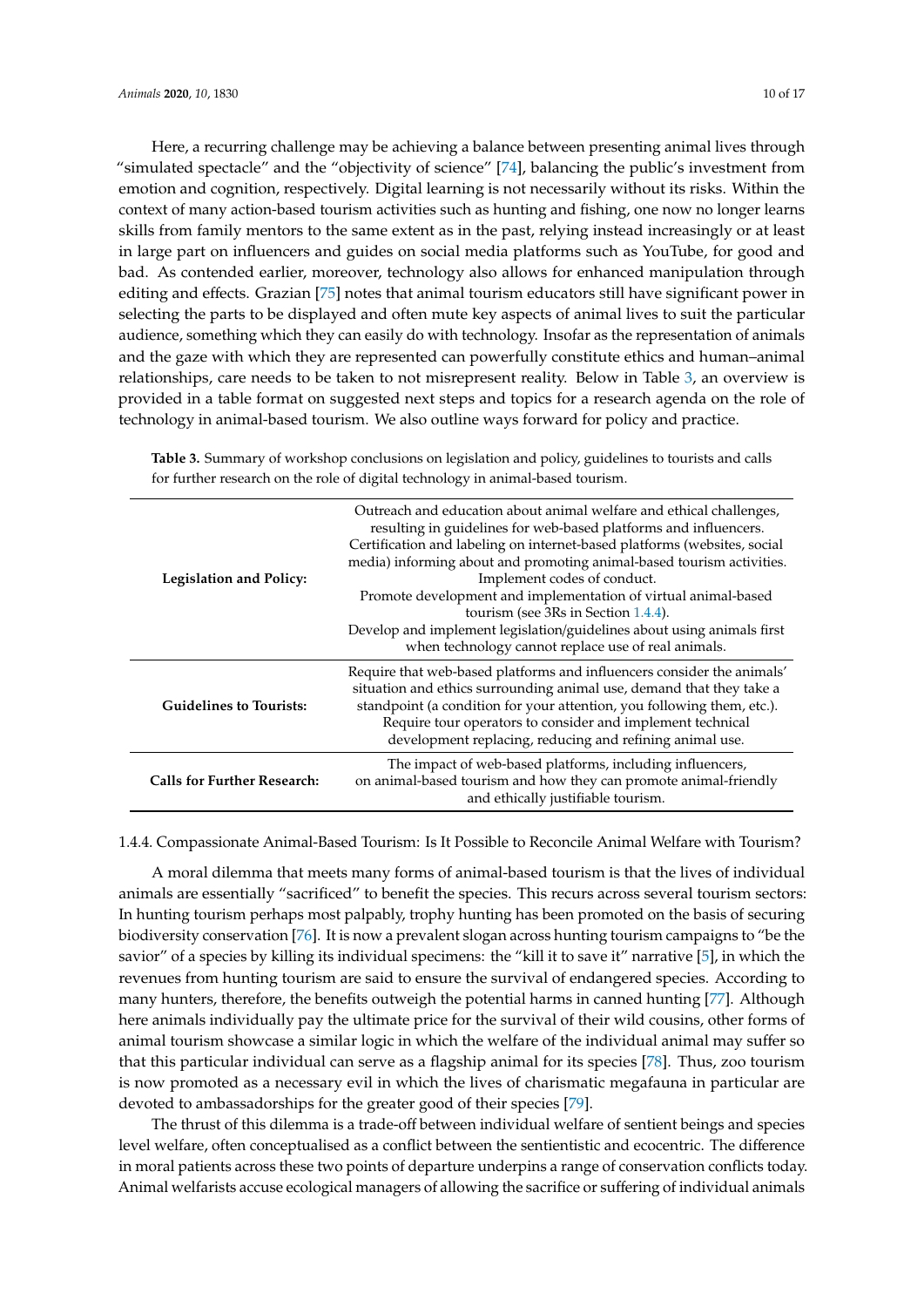Here, a recurring challenge may be achieving a balance between presenting animal lives through "simulated spectacle" and the "objectivity of science" [74], balancing the public's investment from emotion and cognition, respectively. Digital learning is not necessarily without its risks. Within the context of many action-based tourism activities such as hunting and fishing, one now no longer learns skills from family mentors to the same extent as in the past, relying instead increasingly or at least in large part on influencers and guides on social media platforms such as YouTube, for good and bad. As contended earlier, moreover, technology also allows for enhanced manipulation through editing and effects. Grazian [75] notes that animal tourism educators still have significant power in selecting the parts to be displayed and often mute key aspects of animal lives to suit the particular audience, something which they can easily do with technology. Insofar as the representation of animals and the gaze with which they are represented can powerfully constitute ethics and human–animal relationships, care needs to be taken to not misrepresent reality. Below in Table 3, an overview is provided in a table format on suggested next steps and topics for a research agenda on the role of technology in animal-based tourism. We also outline ways forward for policy and practice.

**Table 3.** Summary of workshop conclusions on legislation and policy, guidelines to tourists and calls for further research on the role of digital technology in animal-based tourism.

| | |
|---|---|
| **Legislation and Policy:** | Outreach and education about animal welfare and ethical challenges, resulting in guidelines for web-based platforms and influencers.<br>Certification and labeling on internet-based platforms (websites, social media) informing about and promoting animal-based tourism activities.<br>Implement codes of conduct.<br>Promote development and implementation of virtual animal-based tourism (see 3Rs in Section 1.4.4).<br>Develop and implement legislation/guidelines about using animals first when technology cannot replace use of real animals. |
| **Guidelines to Tourists:** | Require that web-based platforms and influencers consider the animals' situation and ethics surrounding animal use, demand that they take a standpoint (a condition for your attention, you following them, etc.).<br>Require tour operators to consider and implement technical development replacing, reducing and refining animal use. |
| **Calls for Further Research:** | The impact of web-based platforms, including influencers, on animal-based tourism and how they can promote animal-friendly and ethically justifiable tourism. |

#### 1.4.4. Compassionate Animal-Based Tourism: Is It Possible to Reconcile Animal Welfare with Tourism?

A moral dilemma that meets many forms of animal-based tourism is that the lives of individual animals are essentially "sacrificed" to benefit the species. This recurs across several tourism sectors: In hunting tourism perhaps most palpably, trophy hunting has been promoted on the basis of securing biodiversity conservation [76]. It is now a prevalent slogan across hunting tourism campaigns to "be the savior" of a species by killing its individual specimens: the "kill it to save it" narrative [5], in which the revenues from hunting tourism are said to ensure the survival of endangered species. According to many hunters, therefore, the benefits outweigh the potential harms in canned hunting [77]. Although here animals individually pay the ultimate price for the survival of their wild cousins, other forms of animal tourism showcase a similar logic in which the welfare of the individual animal may suffer so that this particular individual can serve as a flagship animal for its species [78]. Thus, zoo tourism is now promoted as a necessary evil in which the lives of charismatic megafauna in particular are devoted to ambassadorships for the greater good of their species [79].

The thrust of this dilemma is a trade-off between individual welfare of sentient beings and species level welfare, often conceptualised as a conflict between the sentientistic and ecocentric. The difference in moral patients across these two points of departure underpins a range of conservation conflicts today. Animal welfarists accuse ecological managers of allowing the sacrifice or suffering of individual animals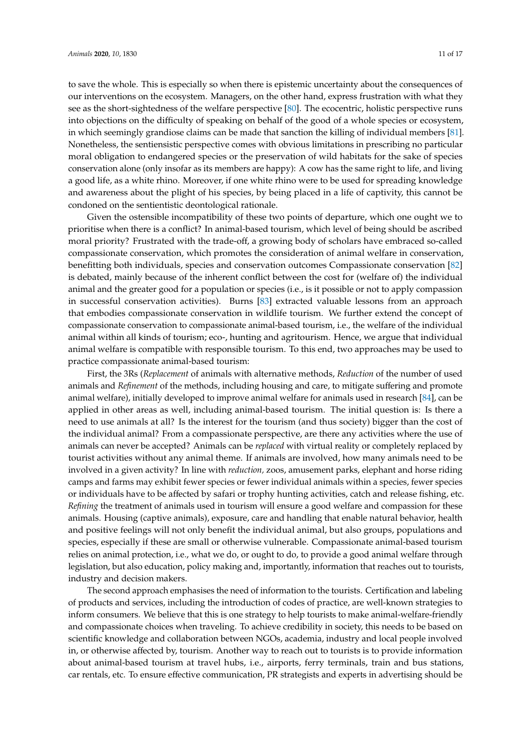to save the whole. This is especially so when there is epistemic uncertainty about the consequences of our interventions on the ecosystem. Managers, on the other hand, express frustration with what they see as the short-sightedness of the welfare perspective [80]. The ecocentric, holistic perspective runs into objections on the difficulty of speaking on behalf of the good of a whole species or ecosystem, in which seemingly grandiose claims can be made that sanction the killing of individual members [81]. Nonetheless, the sentiensistic perspective comes with obvious limitations in prescribing no particular moral obligation to endangered species or the preservation of wild habitats for the sake of species conservation alone (only insofar as its members are happy): A cow has the same right to life, and living a good life, as a white rhino. Moreover, if one white rhino were to be used for spreading knowledge and awareness about the plight of his species, by being placed in a life of captivity, this cannot be condoned on the sentientistic deontological rationale.

Given the ostensible incompatibility of these two points of departure, which one ought we to prioritise when there is a conflict? In animal-based tourism, which level of being should be ascribed moral priority? Frustrated with the trade-off, a growing body of scholars have embraced so-called compassionate conservation, which promotes the consideration of animal welfare in conservation, benefitting both individuals, species and conservation outcomes Compassionate conservation [82] is debated, mainly because of the inherent conflict between the cost for (welfare of) the individual animal and the greater good for a population or species (i.e., is it possible or not to apply compassion in successful conservation activities). Burns [83] extracted valuable lessons from an approach that embodies compassionate conservation in wildlife tourism. We further extend the concept of compassionate conservation to compassionate animal-based tourism, i.e., the welfare of the individual animal within all kinds of tourism; eco-, hunting and agritourism. Hence, we argue that individual animal welfare is compatible with responsible tourism. To this end, two approaches may be used to practice compassionate animal-based tourism:

First, the 3Rs (*Replacement* of animals with alternative methods, *Reduction* of the number of used animals and *Refinement* of the methods, including housing and care, to mitigate suffering and promote animal welfare), initially developed to improve animal welfare for animals used in research [84], can be applied in other areas as well, including animal-based tourism. The initial question is: Is there a need to use animals at all? Is the interest for the tourism (and thus society) bigger than the cost of the individual animal? From a compassionate perspective, are there any activities where the use of animals can never be accepted? Animals can be *replaced* with virtual reality or completely replaced by tourist activities without any animal theme. If animals are involved, how many animals need to be involved in a given activity? In line with *reduction,* zoos, amusement parks, elephant and horse riding camps and farms may exhibit fewer species or fewer individual animals within a species, fewer species or individuals have to be affected by safari or trophy hunting activities, catch and release fishing, etc. *Refining* the treatment of animals used in tourism will ensure a good welfare and compassion for these animals. Housing (captive animals), exposure, care and handling that enable natural behavior, health and positive feelings will not only benefit the individual animal, but also groups, populations and species, especially if these are small or otherwise vulnerable. Compassionate animal-based tourism relies on animal protection, i.e., what we do, or ought to do, to provide a good animal welfare through legislation, but also education, policy making and, importantly, information that reaches out to tourists, industry and decision makers.

The second approach emphasises the need of information to the tourists. Certification and labeling of products and services, including the introduction of codes of practice, are well-known strategies to inform consumers. We believe that this is one strategy to help tourists to make animal-welfare-friendly and compassionate choices when traveling. To achieve credibility in society, this needs to be based on scientific knowledge and collaboration between NGOs, academia, industry and local people involved in, or otherwise affected by, tourism. Another way to reach out to tourists is to provide information about animal-based tourism at travel hubs, i.e., airports, ferry terminals, train and bus stations, car rentals, etc. To ensure effective communication, PR strategists and experts in advertising should be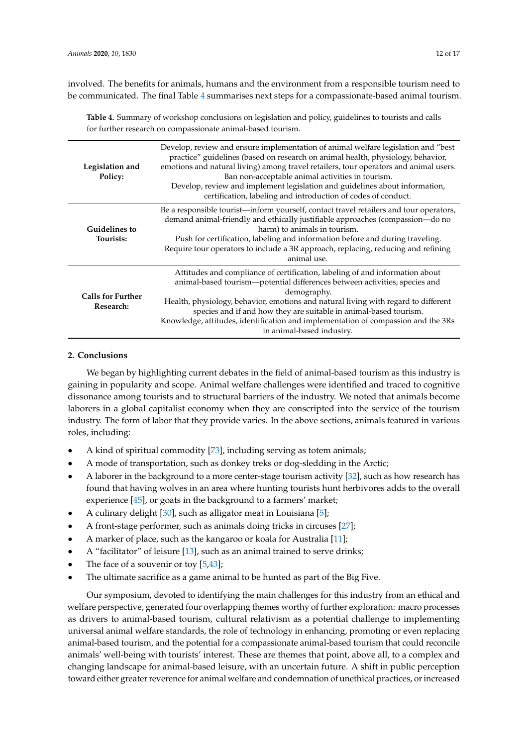involved. The benefits for animals, humans and the environment from a responsible tourism need to be communicated. The final Table 4 summarises next steps for a compassionate-based animal tourism.

**Table 4.** Summary of workshop conclusions on legislation and policy, guidelines to tourists and calls for further research on compassionate animal-based tourism.

| | |
|---|---|
| **Legislation and Policy:** | Develop, review and ensure implementation of animal welfare legislation and "best practice" guidelines (based on research on animal health, physiology, behavior, emotions and natural living) among travel retailers, tour operators and animal users. Ban non-acceptable animal activities in tourism. Develop, review and implement legislation and guidelines about information, certification, labeling and introduction of codes of conduct. |
| **Guidelines to Tourists:** | Be a responsible tourist—inform yourself, contact travel retailers and tour operators, demand animal-friendly and ethically justifiable approaches (compassion—do no harm) to animals in tourism. Push for certification, labeling and information before and during traveling. Require tour operators to include a 3R approach, replacing, reducing and refining animal use. |
| **Calls for Further Research:** | Attitudes and compliance of certification, labeling of and information about animal-based tourism—potential differences between activities, species and demography. Health, physiology, behavior, emotions and natural living with regard to different species and if and how they are suitable in animal-based tourism. Knowledge, attitudes, identification and implementation of compassion and the 3Rs in animal-based industry. |

## 2. Conclusions

We began by highlighting current debates in the field of animal-based tourism as this industry is gaining in popularity and scope. Animal welfare challenges were identified and traced to cognitive dissonance among tourists and to structural barriers of the industry. We noted that animals become laborers in a global capitalist economy when they are conscripted into the service of the tourism industry. The form of labor that they provide varies. In the above sections, animals featured in various roles, including:

- A kind of spiritual commodity [73], including serving as totem animals;
- A mode of transportation, such as donkey treks or dog-sledding in the Arctic;
- A laborer in the background to a more center-stage tourism activity [32], such as how research has found that having wolves in an area where hunting tourists hunt herbivores adds to the overall experience [45], or goats in the background to a farmers' market;
- A culinary delight [30], such as alligator meat in Louisiana [5];
- A front-stage performer, such as animals doing tricks in circuses [27];
- A marker of place, such as the kangaroo or koala for Australia [11];
- A "facilitator" of leisure [13], such as an animal trained to serve drinks;
- The face of a souvenir or toy [5,43];
- The ultimate sacrifice as a game animal to be hunted as part of the Big Five.

Our symposium, devoted to identifying the main challenges for this industry from an ethical and welfare perspective, generated four overlapping themes worthy of further exploration: macro processes as drivers to animal-based tourism, cultural relativism as a potential challenge to implementing universal animal welfare standards, the role of technology in enhancing, promoting or even replacing animal-based tourism, and the potential for a compassionate animal-based tourism that could reconcile animals' well-being with tourists' interest. These are themes that point, above all, to a complex and changing landscape for animal-based leisure, with an uncertain future. A shift in public perception toward either greater reverence for animal welfare and condemnation of unethical practices, or increased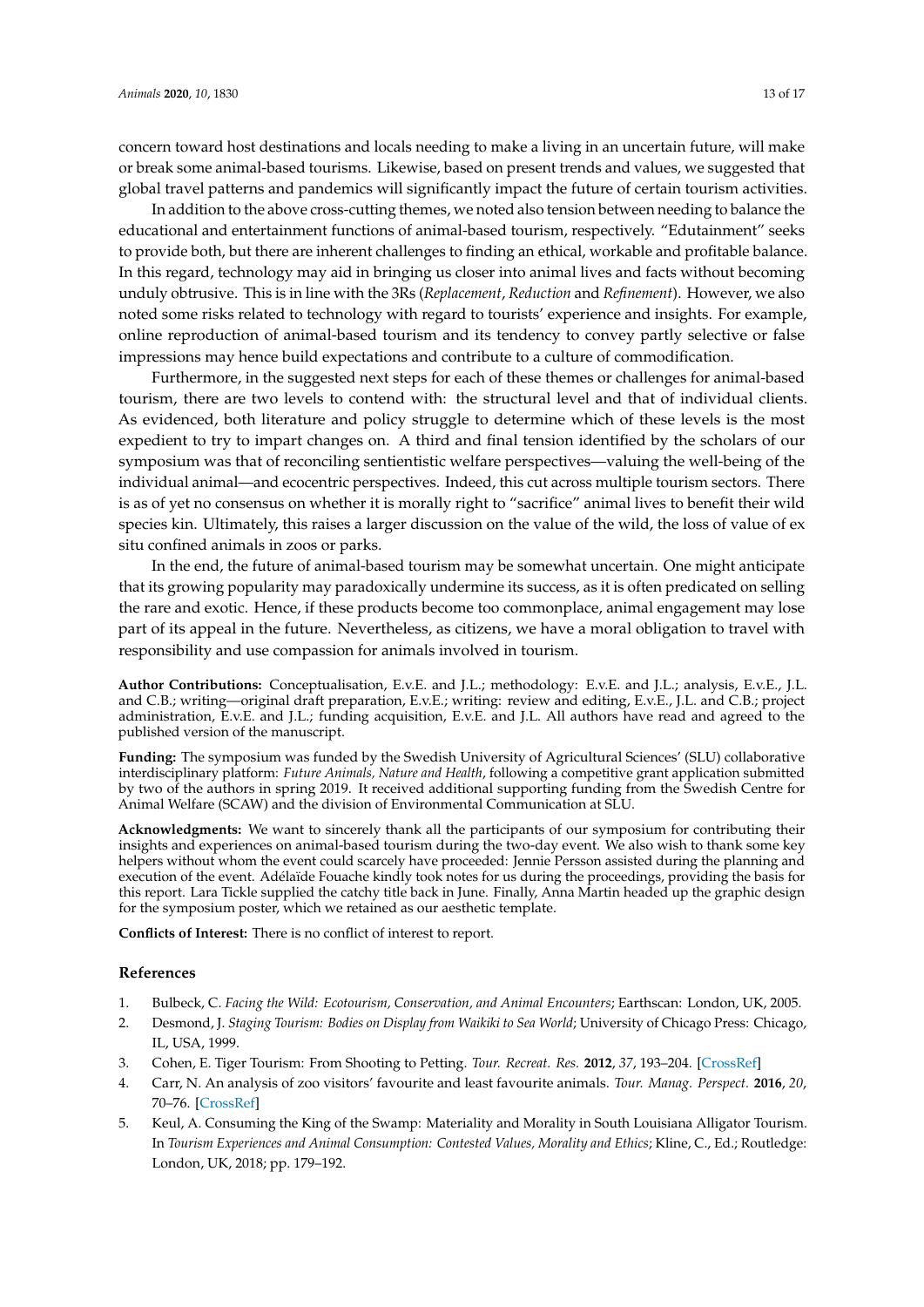concern toward host destinations and locals needing to make a living in an uncertain future, will make or break some animal-based tourisms. Likewise, based on present trends and values, we suggested that global travel patterns and pandemics will significantly impact the future of certain tourism activities.

In addition to the above cross-cutting themes, we noted also tension between needing to balance the educational and entertainment functions of animal-based tourism, respectively. "Edutainment" seeks to provide both, but there are inherent challenges to finding an ethical, workable and profitable balance. In this regard, technology may aid in bringing us closer into animal lives and facts without becoming unduly obtrusive. This is in line with the 3Rs (*Replacement*, *Reduction* and *Refinement*). However, we also noted some risks related to technology with regard to tourists' experience and insights. For example, online reproduction of animal-based tourism and its tendency to convey partly selective or false impressions may hence build expectations and contribute to a culture of commodification.

Furthermore, in the suggested next steps for each of these themes or challenges for animal-based tourism, there are two levels to contend with: the structural level and that of individual clients. As evidenced, both literature and policy struggle to determine which of these levels is the most expedient to try to impart changes on. A third and final tension identified by the scholars of our symposium was that of reconciling sentientistic welfare perspectives—valuing the well-being of the individual animal—and ecocentric perspectives. Indeed, this cut across multiple tourism sectors. There is as of yet no consensus on whether it is morally right to "sacrifice" animal lives to benefit their wild species kin. Ultimately, this raises a larger discussion on the value of the wild, the loss of value of ex situ confined animals in zoos or parks.

In the end, the future of animal-based tourism may be somewhat uncertain. One might anticipate that its growing popularity may paradoxically undermine its success, as it is often predicated on selling the rare and exotic. Hence, if these products become too commonplace, animal engagement may lose part of its appeal in the future. Nevertheless, as citizens, we have a moral obligation to travel with responsibility and use compassion for animals involved in tourism.

**Author Contributions:** Conceptualisation, E.v.E. and J.L.; methodology: E.v.E. and J.L.; analysis, E.v.E., J.L. and C.B.; writing—original draft preparation, E.v.E.; writing: review and editing, E.v.E., J.L. and C.B.; project administration, E.v.E. and J.L.; funding acquisition, E.v.E. and J.L. All authors have read and agreed to the published version of the manuscript.

**Funding:** The symposium was funded by the Swedish University of Agricultural Sciences' (SLU) collaborative interdisciplinary platform: *Future Animals, Nature and Health*, following a competitive grant application submitted by two of the authors in spring 2019. It received additional supporting funding from the Swedish Centre for Animal Welfare (SCAW) and the division of Environmental Communication at SLU.

**Acknowledgments:** We want to sincerely thank all the participants of our symposium for contributing their insights and experiences on animal-based tourism during the two-day event. We also wish to thank some key helpers without whom the event could scarcely have proceeded: Jennie Persson assisted during the planning and execution of the event. Adélaïde Fouache kindly took notes for us during the proceedings, providing the basis for this report. Lara Tickle supplied the catchy title back in June. Finally, Anna Martin headed up the graphic design for the symposium poster, which we retained as our aesthetic template.

**Conflicts of Interest:** There is no conflict of interest to report.

## References

1. Bulbeck, C. *Facing the Wild: Ecotourism, Conservation, and Animal Encounters*; Earthscan: London, UK, 2005.
2. Desmond, J. *Staging Tourism: Bodies on Display from Waikiki to Sea World*; University of Chicago Press: Chicago, IL, USA, 1999.
3. Cohen, E. Tiger Tourism: From Shooting to Petting. *Tour. Recreat. Res.* **2012**, *37*, 193–204. [CrossRef]
4. Carr, N. An analysis of zoo visitors' favourite and least favourite animals. *Tour. Manag. Perspect.* **2016**, *20*, 70–76. [CrossRef]
5. Keul, A. Consuming the King of the Swamp: Materiality and Morality in South Louisiana Alligator Tourism. In *Tourism Experiences and Animal Consumption: Contested Values, Morality and Ethics*; Kline, C., Ed.; Routledge: London, UK, 2018; pp. 179–192.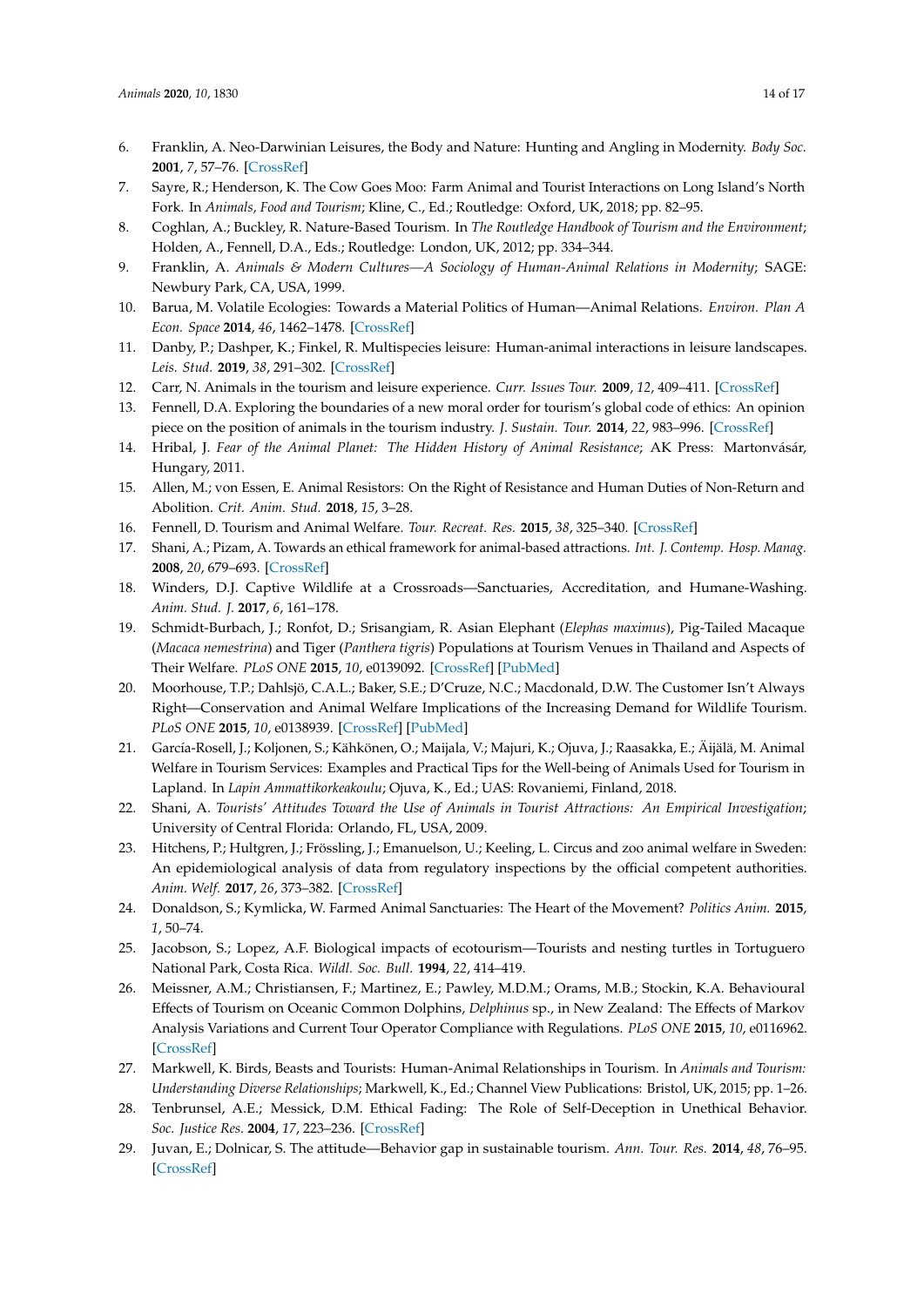6. Franklin, A. Neo-Darwinian Leisures, the Body and Nature: Hunting and Angling in Modernity. *Body Soc.* **2001**, *7*, 57–76. [CrossRef]
7. Sayre, R.; Henderson, K. The Cow Goes Moo: Farm Animal and Tourist Interactions on Long Island's North Fork. In *Animals, Food and Tourism*; Kline, C., Ed.; Routledge: Oxford, UK, 2018; pp. 82–95.
8. Coghlan, A.; Buckley, R. Nature-Based Tourism. In *The Routledge Handbook of Tourism and the Environment*; Holden, A., Fennell, D.A., Eds.; Routledge: London, UK, 2012; pp. 334–344.
9. Franklin, A. *Animals & Modern Cultures—A Sociology of Human-Animal Relations in Modernity*; SAGE: Newbury Park, CA, USA, 1999.
10. Barua, M. Volatile Ecologies: Towards a Material Politics of Human—Animal Relations. *Environ. Plan A Econ. Space* **2014**, *46*, 1462–1478. [CrossRef]
11. Danby, P.; Dashper, K.; Finkel, R. Multispecies leisure: Human-animal interactions in leisure landscapes. *Leis. Stud.* **2019**, *38*, 291–302. [CrossRef]
12. Carr, N. Animals in the tourism and leisure experience. *Curr. Issues Tour.* **2009**, *12*, 409–411. [CrossRef]
13. Fennell, D.A. Exploring the boundaries of a new moral order for tourism's global code of ethics: An opinion piece on the position of animals in the tourism industry. *J. Sustain. Tour.* **2014**, *22*, 983–996. [CrossRef]
14. Hribal, J. *Fear of the Animal Planet: The Hidden History of Animal Resistance*; AK Press: Martonvásár, Hungary, 2011.
15. Allen, M.; von Essen, E. Animal Resistors: On the Right of Resistance and Human Duties of Non-Return and Abolition. *Crit. Anim. Stud.* **2018**, *15*, 3–28.
16. Fennell, D. Tourism and Animal Welfare. *Tour. Recreat. Res.* **2015**, *38*, 325–340. [CrossRef]
17. Shani, A.; Pizam, A. Towards an ethical framework for animal-based attractions. *Int. J. Contemp. Hosp. Manag.* **2008**, *20*, 679–693. [CrossRef]
18. Winders, D.J. Captive Wildlife at a Crossroads—Sanctuaries, Accreditation, and Humane-Washing. *Anim. Stud. J.* **2017**, *6*, 161–178.
19. Schmidt-Burbach, J.; Ronfot, D.; Srisangiam, R. Asian Elephant (*Elephas maximus*), Pig-Tailed Macaque (*Macaca nemestrina*) and Tiger (*Panthera tigris*) Populations at Tourism Venues in Thailand and Aspects of Their Welfare. *PLoS ONE* **2015**, *10*, e0139092. [CrossRef] [PubMed]
20. Moorhouse, T.P.; Dahlsjö, C.A.L.; Baker, S.E.; D'Cruze, N.C.; Macdonald, D.W. The Customer Isn't Always Right—Conservation and Animal Welfare Implications of the Increasing Demand for Wildlife Tourism. *PLoS ONE* **2015**, *10*, e0138939. [CrossRef] [PubMed]
21. García-Rosell, J.; Koljonen, S.; Kähkönen, O.; Maijala, V.; Majuri, K.; Ojuva, J.; Raasakka, E.; Äijälä, M. Animal Welfare in Tourism Services: Examples and Practical Tips for the Well-being of Animals Used for Tourism in Lapland. In *Lapin Ammattikorkeakoulu*; Ojuva, K., Ed.; UAS: Rovaniemi, Finland, 2018.
22. Shani, A. *Tourists' Attitudes Toward the Use of Animals in Tourist Attractions: An Empirical Investigation*; University of Central Florida: Orlando, FL, USA, 2009.
23. Hitchens, P.; Hultgren, J.; Frössling, J.; Emanuelson, U.; Keeling, L. Circus and zoo animal welfare in Sweden: An epidemiological analysis of data from regulatory inspections by the official competent authorities. *Anim. Welf.* **2017**, *26*, 373–382. [CrossRef]
24. Donaldson, S.; Kymlicka, W. Farmed Animal Sanctuaries: The Heart of the Movement? *Politics Anim.* **2015**, *1*, 50–74.
25. Jacobson, S.; Lopez, A.F. Biological impacts of ecotourism—Tourists and nesting turtles in Tortuguero National Park, Costa Rica. *Wildl. Soc. Bull.* **1994**, *22*, 414–419.
26. Meissner, A.M.; Christiansen, F.; Martinez, E.; Pawley, M.D.M.; Orams, M.B.; Stockin, K.A. Behavioural Effects of Tourism on Oceanic Common Dolphins, *Delphinus* sp., in New Zealand: The Effects of Markov Analysis Variations and Current Tour Operator Compliance with Regulations. *PLoS ONE* **2015**, *10*, e0116962. [CrossRef]
27. Markwell, K. Birds, Beasts and Tourists: Human-Animal Relationships in Tourism. In *Animals and Tourism: Understanding Diverse Relationships*; Markwell, K., Ed.; Channel View Publications: Bristol, UK, 2015; pp. 1–26.
28. Tenbrunsel, A.E.; Messick, D.M. Ethical Fading: The Role of Self-Deception in Unethical Behavior. *Soc. Justice Res.* **2004**, *17*, 223–236. [CrossRef]
29. Juvan, E.; Dolnicar, S. The attitude—Behavior gap in sustainable tourism. *Ann. Tour. Res.* **2014**, *48*, 76–95. [CrossRef]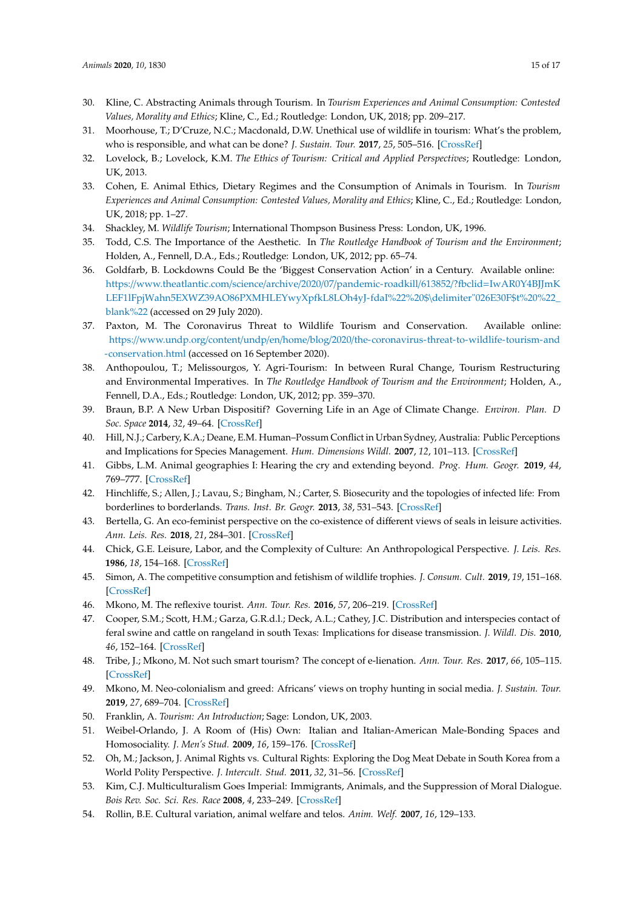30. Kline, C. Abstracting Animals through Tourism. In *Tourism Experiences and Animal Consumption: Contested Values, Morality and Ethics*; Kline, C., Ed.; Routledge: London, UK, 2018; pp. 209–217.
31. Moorhouse, T.; D'Cruze, N.C.; Macdonald, D.W. Unethical use of wildlife in tourism: What's the problem, who is responsible, and what can be done? *J. Sustain. Tour.* **2017**, *25*, 505–516. [CrossRef]
32. Lovelock, B.; Lovelock, K.M. *The Ethics of Tourism: Critical and Applied Perspectives*; Routledge: London, UK, 2013.
33. Cohen, E. Animal Ethics, Dietary Regimes and the Consumption of Animals in Tourism. In *Tourism Experiences and Animal Consumption: Contested Values, Morality and Ethics*; Kline, C., Ed.; Routledge: London, UK, 2018; pp. 1–27.
34. Shackley, M. *Wildlife Tourism*; International Thompson Business Press: London, UK, 1996.
35. Todd, C.S. The Importance of the Aesthetic. In *The Routledge Handbook of Tourism and the Environment*; Holden, A., Fennell, D.A., Eds.; Routledge: London, UK, 2012; pp. 65–74.
36. Goldfarb, B. Lockdowns Could Be the 'Biggest Conservation Action' in a Century. Available online: https://www.theatlantic.com/science/archive/2020/07/pandemic-roadkill/613852/?fbclid=IwAR0Y4BJJmKLEF1lFpjWahn5EXWZ39AO86PXMHLEYwyXpfkL8LOh4yJ-fdaI%22%20$\delimiter"026E30F$t%20%22_blank%22 (accessed on 29 July 2020).
37. Paxton, M. The Coronavirus Threat to Wildlife Tourism and Conservation. Available online: https://www.undp.org/content/undp/en/home/blog/2020/the-coronavirus-threat-to-wildlife-tourism-and-conservation.html (accessed on 16 September 2020).
38. Anthopoulou, T.; Melissourgos, Y. Agri-Tourism: In between Rural Change, Tourism Restructuring and Environmental Imperatives. In *The Routledge Handbook of Tourism and the Environment*; Holden, A., Fennell, D.A., Eds.; Routledge: London, UK, 2012; pp. 359–370.
39. Braun, B.P. A New Urban Dispositif? Governing Life in an Age of Climate Change. *Environ. Plan. D Soc. Space* **2014**, *32*, 49–64. [CrossRef]
40. Hill, N.J.; Carbery, K.A.; Deane, E.M. Human–Possum Conflict in Urban Sydney, Australia: Public Perceptions and Implications for Species Management. *Hum. Dimensions Wildl.* **2007**, *12*, 101–113. [CrossRef]
41. Gibbs, L.M. Animal geographies I: Hearing the cry and extending beyond. *Prog. Hum. Geogr.* **2019**, *44*, 769–777. [CrossRef]
42. Hinchliffe, S.; Allen, J.; Lavau, S.; Bingham, N.; Carter, S. Biosecurity and the topologies of infected life: From borderlines to borderlands. *Trans. Inst. Br. Geogr.* **2013**, *38*, 531–543. [CrossRef]
43. Bertella, G. An eco-feminist perspective on the co-existence of different views of seals in leisure activities. *Ann. Leis. Res.* **2018**, *21*, 284–301. [CrossRef]
44. Chick, G.E. Leisure, Labor, and the Complexity of Culture: An Anthropological Perspective. *J. Leis. Res.* **1986**, *18*, 154–168. [CrossRef]
45. Simon, A. The competitive consumption and fetishism of wildlife trophies. *J. Consum. Cult.* **2019**, *19*, 151–168. [CrossRef]
46. Mkono, M. The reflexive tourist. *Ann. Tour. Res.* **2016**, *57*, 206–219. [CrossRef]
47. Cooper, S.M.; Scott, H.M.; Garza, G.R.d.l.; Deck, A.L.; Cathey, J.C. Distribution and interspecies contact of feral swine and cattle on rangeland in south Texas: Implications for disease transmission. *J. Wildl. Dis.* **2010**, *46*, 152–164. [CrossRef]
48. Tribe, J.; Mkono, M. Not such smart tourism? The concept of e-lienation. *Ann. Tour. Res.* **2017**, *66*, 105–115. [CrossRef]
49. Mkono, M. Neo-colonialism and greed: Africans' views on trophy hunting in social media. *J. Sustain. Tour.* **2019**, *27*, 689–704. [CrossRef]
50. Franklin, A. *Tourism: An Introduction*; Sage: London, UK, 2003.
51. Weibel-Orlando, J. A Room of (His) Own: Italian and Italian-American Male-Bonding Spaces and Homosociality. *J. Men's Stud.* **2009**, *16*, 159–176. [CrossRef]
52. Oh, M.; Jackson, J. Animal Rights vs. Cultural Rights: Exploring the Dog Meat Debate in South Korea from a World Polity Perspective. *J. Intercult. Stud.* **2011**, *32*, 31–56. [CrossRef]
53. Kim, C.J. Multiculturalism Goes Imperial: Immigrants, Animals, and the Suppression of Moral Dialogue. *Bois Rev. Soc. Sci. Res. Race* **2008**, *4*, 233–249. [CrossRef]
54. Rollin, B.E. Cultural variation, animal welfare and telos. *Anim. Welf.* **2007**, *16*, 129–133.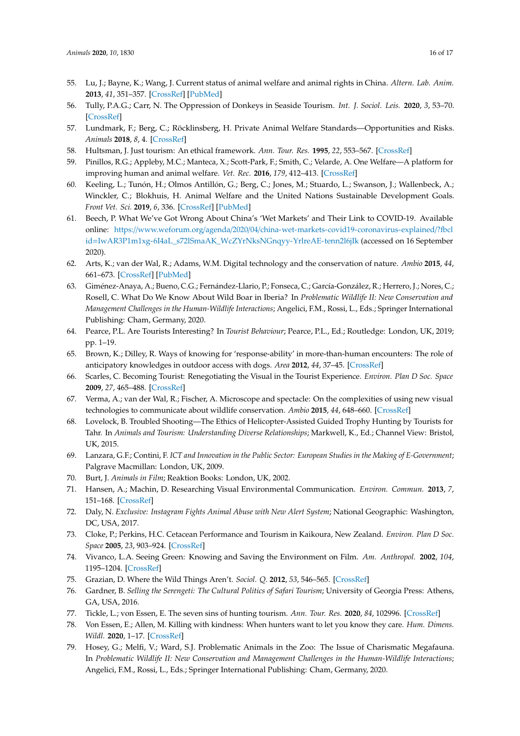55. Lu, J.; Bayne, K.; Wang, J. Current status of animal welfare and animal rights in China. *Altern. Lab. Anim.* **2013**, *41*, 351–357. [CrossRef] [PubMed]
56. Tully, P.A.G.; Carr, N. The Oppression of Donkeys in Seaside Tourism. *Int. J. Sociol. Leis.* **2020**, *3*, 53–70. [CrossRef]
57. Lundmark, F.; Berg, C.; Röcklinsberg, H. Private Animal Welfare Standards—Opportunities and Risks. *Animals* **2018**, *8*, 4. [CrossRef]
58. Hultsman, J. Just tourism: An ethical framework. *Ann. Tour. Res.* **1995**, *22*, 553–567. [CrossRef]
59. Pinillos, R.G.; Appleby, M.C.; Manteca, X.; Scott-Park, F.; Smith, C.; Velarde, A. One Welfare—A platform for improving human and animal welfare. *Vet. Rec.* **2016**, *179*, 412–413. [CrossRef]
60. Keeling, L.; Tunón, H.; Olmos Antillón, G.; Berg, C.; Jones, M.; Stuardo, L.; Swanson, J.; Wallenbeck, A.; Winckler, C.; Blokhuis, H. Animal Welfare and the United Nations Sustainable Development Goals. *Front Vet. Sci.* **2019**, *6*, 336. [CrossRef] [PubMed]
61. Beech, P. What We've Got Wrong About China's 'Wet Markets' and Their Link to COVID-19. Available online: https://www.weforum.org/agenda/2020/04/china-wet-markets-covid19-coronavirus-explained/?fbclid=IwAR3P1m1xg-6I4aL_s72lSmaAK_WcZYrNksNGnqyy-YrlreAE-tenn2l6jIk (accessed on 16 September 2020).
62. Arts, K.; van der Wal, R.; Adams, W.M. Digital technology and the conservation of nature. *Ambio* **2015**, *44*, 661–673. [CrossRef] [PubMed]
63. Giménez-Anaya, A.; Bueno, C.G.; Fernández-Llario, P.; Fonseca, C.; García-González, R.; Herrero, J.; Nores, C.; Rosell, C. What Do We Know About Wild Boar in Iberia? In *Problematic Wildlife II: New Conservation and Management Challenges in the Human-Wildlife Interactions*; Angelici, F.M., Rossi, L., Eds.; Springer International Publishing: Cham, Germany, 2020.
64. Pearce, P.L. Are Tourists Interesting? In *Tourist Behaviour*; Pearce, P.L., Ed.; Routledge: London, UK, 2019; pp. 1–19.
65. Brown, K.; Dilley, R. Ways of knowing for 'response-ability' in more-than-human encounters: The role of anticipatory knowledges in outdoor access with dogs. *Area* **2012**, *44*, 37–45. [CrossRef]
66. Scarles, C. Becoming Tourist: Renegotiating the Visual in the Tourist Experience. *Environ. Plan D Soc. Space* **2009**, *27*, 465–488. [CrossRef]
67. Verma, A.; van der Wal, R.; Fischer, A. Microscope and spectacle: On the complexities of using new visual technologies to communicate about wildlife conservation. *Ambio* **2015**, *44*, 648–660. [CrossRef]
68. Lovelock, B. Troubled Shooting—The Ethics of Helicopter-Assisted Guided Trophy Hunting by Tourists for Tahr. In *Animals and Tourism: Understanding Diverse Relationships*; Markwell, K., Ed.; Channel View: Bristol, UK, 2015.
69. Lanzara, G.F.; Contini, F. *ICT and Innovation in the Public Sector: European Studies in the Making of E-Government*; Palgrave Macmillan: London, UK, 2009.
70. Burt, J. *Animals in Film*; Reaktion Books: London, UK, 2002.
71. Hansen, A.; Machin, D. Researching Visual Environmental Communication. *Environ. Commun.* **2013**, *7*, 151–168. [CrossRef]
72. Daly, N. *Exclusive: Instagram Fights Animal Abuse with New Alert System*; National Geographic: Washington, DC, USA, 2017.
73. Cloke, P.; Perkins, H.C. Cetacean Performance and Tourism in Kaikoura, New Zealand. *Environ. Plan D Soc. Space* **2005**, *23*, 903–924. [CrossRef]
74. Vivanco, L.A. Seeing Green: Knowing and Saving the Environment on Film. *Am. Anthropol.* **2002**, *104*, 1195–1204. [CrossRef]
75. Grazian, D. Where the Wild Things Aren't. *Sociol. Q.* **2012**, *53*, 546–565. [CrossRef]
76. Gardner, B. *Selling the Serengeti: The Cultural Politics of Safari Tourism*; University of Georgia Press: Athens, GA, USA, 2016.
77. Tickle, L.; von Essen, E. The seven sins of hunting tourism. *Ann. Tour. Res.* **2020**, *84*, 102996. [CrossRef]
78. Von Essen, E.; Allen, M. Killing with kindness: When hunters want to let you know they care. *Hum. Dimens. Wildl.* **2020**, 1–17. [CrossRef]
79. Hosey, G.; Melfi, V.; Ward, S.J. Problematic Animals in the Zoo: The Issue of Charismatic Megafauna. In *Problematic Wildlife II: New Conservation and Management Challenges in the Human-Wildlife Interactions*; Angelici, F.M., Rossi, L., Eds.; Springer International Publishing: Cham, Germany, 2020.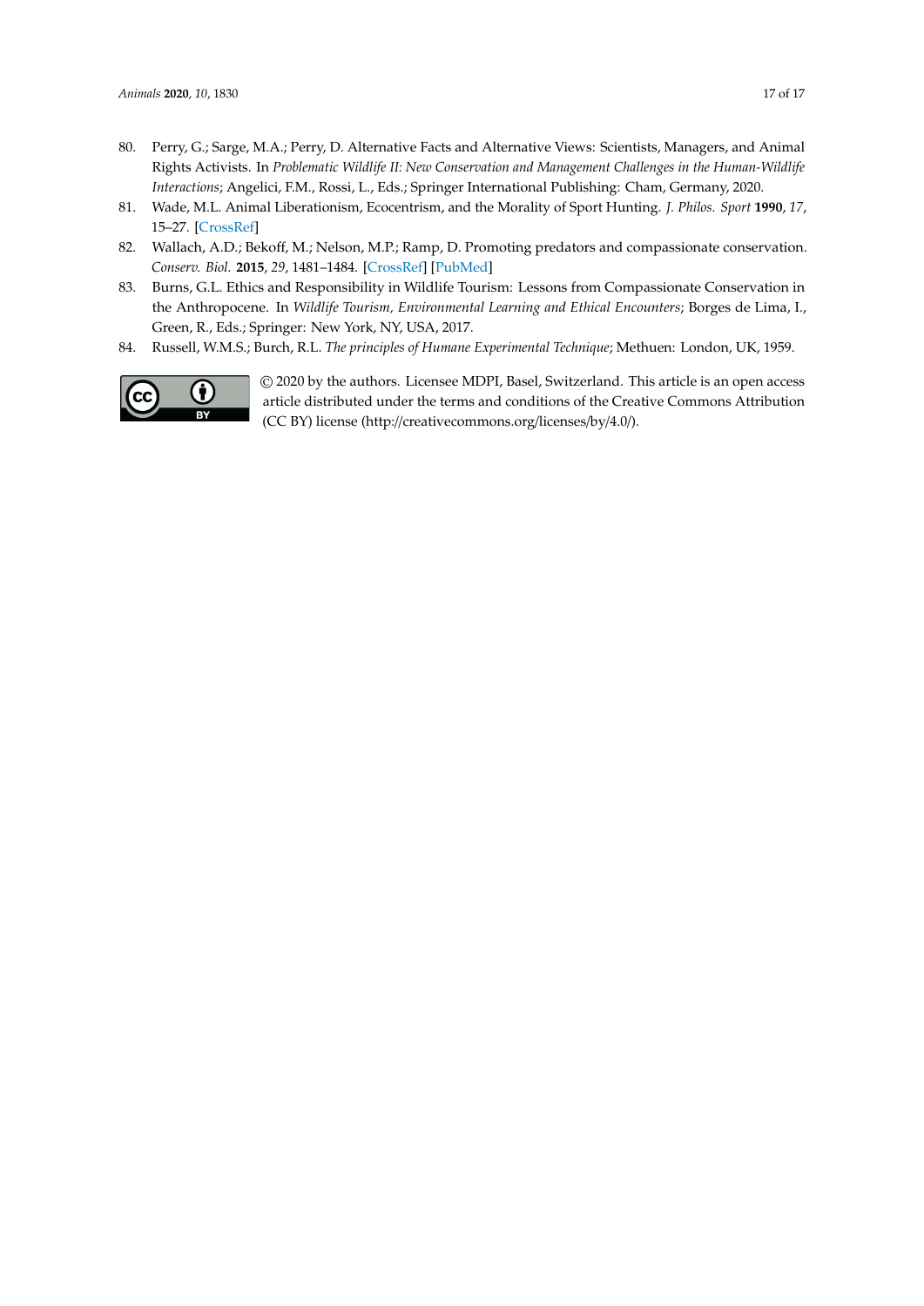80. Perry, G.; Sarge, M.A.; Perry, D. Alternative Facts and Alternative Views: Scientists, Managers, and Animal Rights Activists. In *Problematic Wildlife II: New Conservation and Management Challenges in the Human-Wildlife Interactions*; Angelici, F.M., Rossi, L., Eds.; Springer International Publishing: Cham, Germany, 2020.
81. Wade, M.L. Animal Liberationism, Ecocentrism, and the Morality of Sport Hunting. *J. Philos. Sport* **1990**, *17*, 15–27. [CrossRef]
82. Wallach, A.D.; Bekoff, M.; Nelson, M.P.; Ramp, D. Promoting predators and compassionate conservation. *Conserv. Biol.* **2015**, *29*, 1481–1484. [CrossRef] [PubMed]
83. Burns, G.L. Ethics and Responsibility in Wildlife Tourism: Lessons from Compassionate Conservation in the Anthropocene. In *Wildlife Tourism, Environmental Learning and Ethical Encounters*; Borges de Lima, I., Green, R., Eds.; Springer: New York, NY, USA, 2017.
84. Russell, W.M.S.; Burch, R.L. *The principles of Humane Experimental Technique*; Methuen: London, UK, 1959.

© 2020 by the authors. Licensee MDPI, Basel, Switzerland. This article is an open access article distributed under the terms and conditions of the Creative Commons Attribution (CC BY) license (http://creativecommons.org/licenses/by/4.0/).